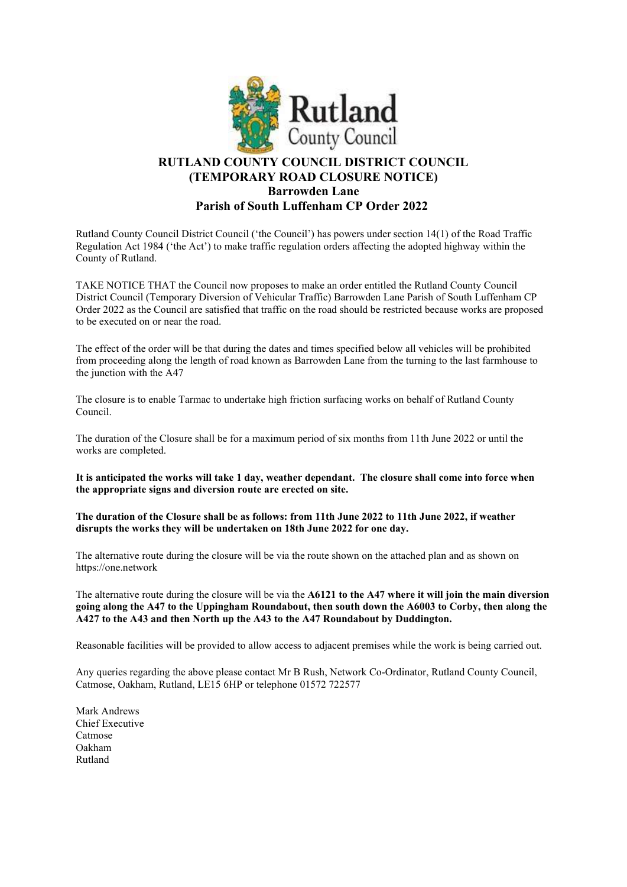# RUTLAND COUNTY COUNCIL DISTRICT COUNCIL
# (TEMPORARY ROAD CLOSURE NOTICE)
## Barrowden Lane
## Parish of South Luffenham CP Order 2022

Rutland County Council District Council ('the Council') has powers under section 14(1) of the Road Traffic Regulation Act 1984 ('the Act') to make traffic regulation orders affecting the adopted highway within the County of Rutland.

TAKE NOTICE THAT the Council now proposes to make an order entitled the Rutland County Council District Council (Temporary Diversion of Vehicular Traffic) Barrowden Lane Parish of South Luffenham CP Order 2022 as the Council are satisfied that traffic on the road should be restricted because works are proposed to be executed on or near the road.

The effect of the order will be that during the dates and times specified below all vehicles will be prohibited from proceeding along the length of road known as Barrowden Lane from the turning to the last farmhouse to the junction with the A47

The closure is to enable Tarmac to undertake high friction surfacing works on behalf of Rutland County Council.

The duration of the Closure shall be for a maximum period of six months from 11th June 2022 or until the works are completed.

**It is anticipated the works will take 1 day, weather dependant. The closure shall come into force when the appropriate signs and diversion route are erected on site.**

**The duration of the Closure shall be as follows: from 11th June 2022 to 11th June 2022, if weather disrupts the works they will be undertaken on 18th June 2022 for one day.**

The alternative route during the closure will be via the route shown on the attached plan and as shown on https://one.network

The alternative route during the closure will be via the **A6121 to the A47 where it will join the main diversion going along the A47 to the Uppingham Roundabout, then south down the A6003 to Corby, then along the A427 to the A43 and then North up the A43 to the A47 Roundabout by Duddington.**

Reasonable facilities will be provided to allow access to adjacent premises while the work is being carried out.

Any queries regarding the above please contact Mr B Rush, Network Co-Ordinator, Rutland County Council, Catmose, Oakham, Rutland, LE15 6HP or telephone 01572 722577

Mark Andrews
Chief Executive
Catmose
Oakham
Rutland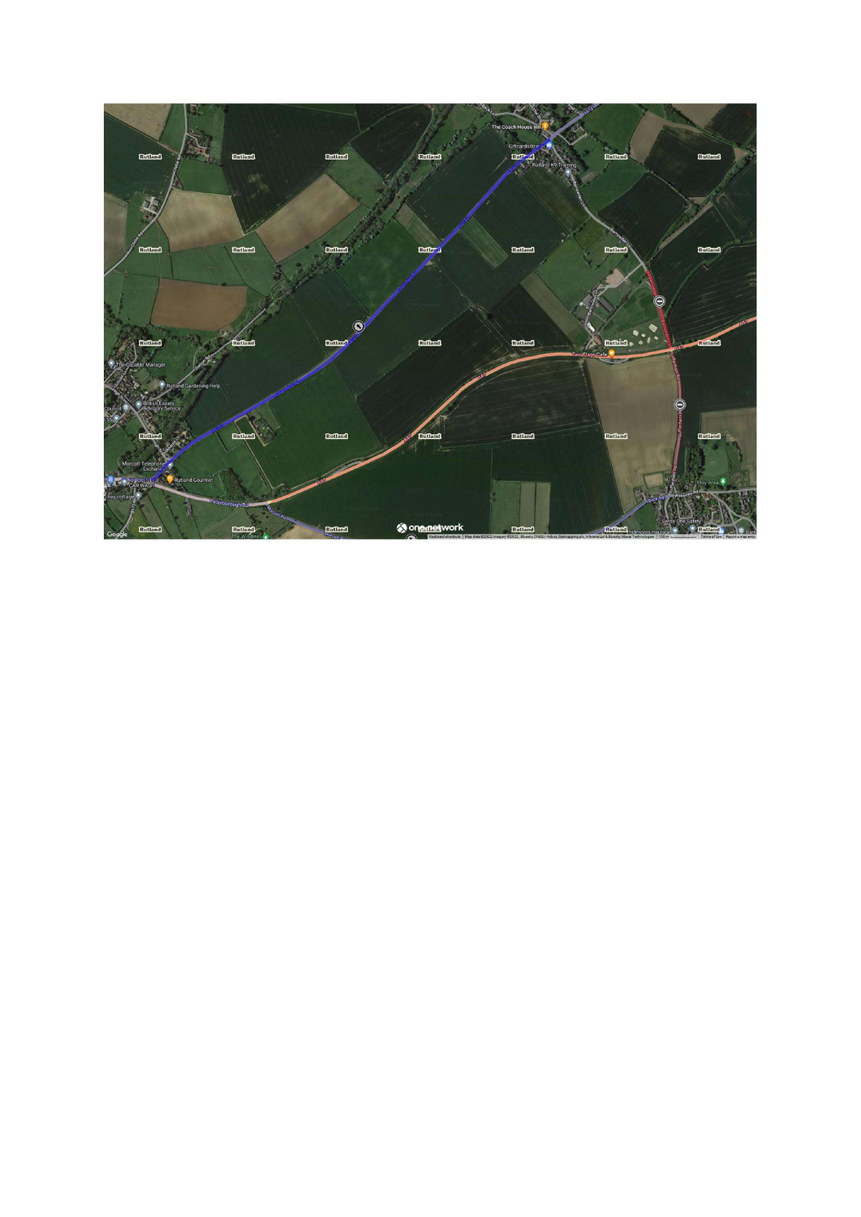The Coach House Inn

Rutland K9 Training

The Cable Manager

Rutland Gardening Help

British Expats Advisory Service

Morcott Telephone Exchange

Rutland Gourmet

Peterborough Rd

A47

Play Area

Google

one.network